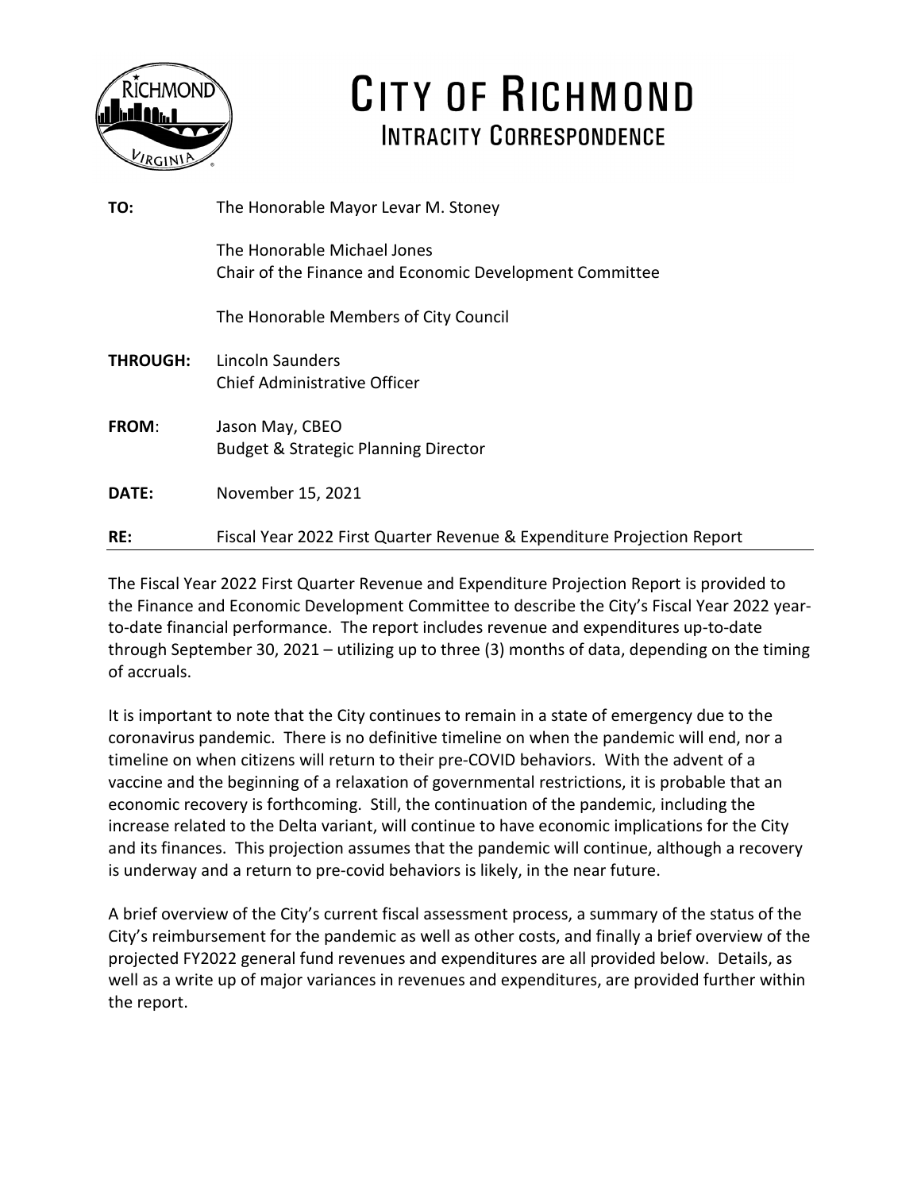# CITY OF RICHMOND
## INTRACITY CORRESPONDENCE

**TO:** The Honorable Mayor Levar M. Stoney

The Honorable Michael Jones
Chair of the Finance and Economic Development Committee

The Honorable Members of City Council

**THROUGH:** Lincoln Saunders
Chief Administrative Officer

**FROM**: Jason May, CBEO
Budget & Strategic Planning Director

**DATE:** November 15, 2021

**RE:** Fiscal Year 2022 First Quarter Revenue & Expenditure Projection Report

---

The Fiscal Year 2022 First Quarter Revenue and Expenditure Projection Report is provided to the Finance and Economic Development Committee to describe the City's Fiscal Year 2022 year-to-date financial performance. The report includes revenue and expenditures up-to-date through September 30, 2021 – utilizing up to three (3) months of data, depending on the timing of accruals.

It is important to note that the City continues to remain in a state of emergency due to the coronavirus pandemic. There is no definitive timeline on when the pandemic will end, nor a timeline on when citizens will return to their pre-COVID behaviors. With the advent of a vaccine and the beginning of a relaxation of governmental restrictions, it is probable that an economic recovery is forthcoming. Still, the continuation of the pandemic, including the increase related to the Delta variant, will continue to have economic implications for the City and its finances. This projection assumes that the pandemic will continue, although a recovery is underway and a return to pre-covid behaviors is likely, in the near future.

A brief overview of the City's current fiscal assessment process, a summary of the status of the City's reimbursement for the pandemic as well as other costs, and finally a brief overview of the projected FY2022 general fund revenues and expenditures are all provided below. Details, as well as a write up of major variances in revenues and expenditures, are provided further within the report.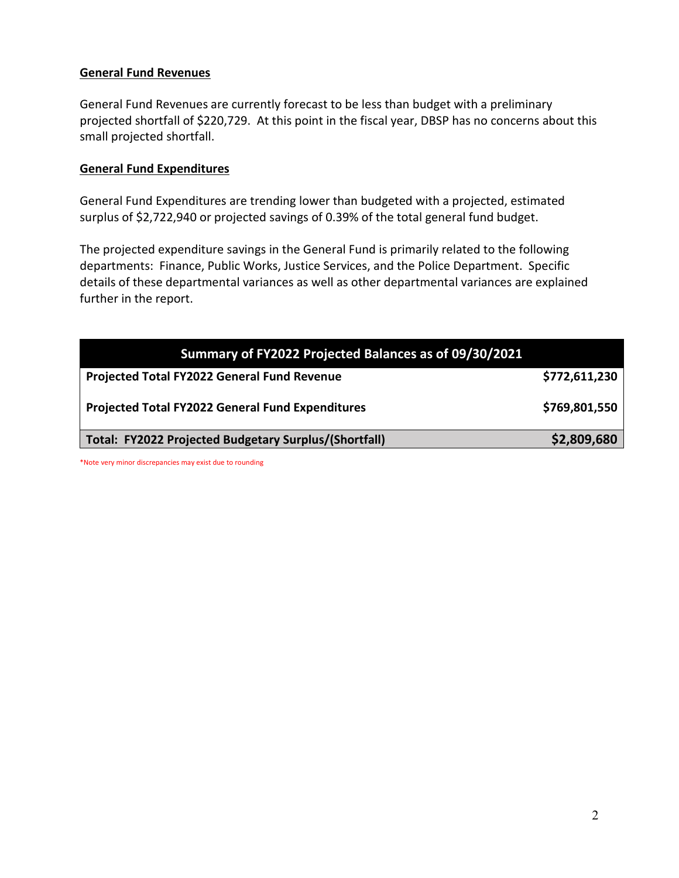## General Fund Revenues

General Fund Revenues are currently forecast to be less than budget with a preliminary projected shortfall of $220,729. At this point in the fiscal year, DBSP has no concerns about this small projected shortfall.

## General Fund Expenditures

General Fund Expenditures are trending lower than budgeted with a projected, estimated surplus of $2,722,940 or projected savings of 0.39% of the total general fund budget.

The projected expenditure savings in the General Fund is primarily related to the following departments: Finance, Public Works, Justice Services, and the Police Department. Specific details of these departmental variances as well as other departmental variances are explained further in the report.

| Summary of FY2022 Projected Balances as of 09/30/2021 | |
|---|---|
| **Projected Total FY2022 General Fund Revenue** | **$772,611,230** |
| **Projected Total FY2022 General Fund Expenditures** | **$769,801,550** |
| **Total: FY2022 Projected Budgetary Surplus/(Shortfall)** | **$2,809,680** |

*Note very minor discrepancies may exist due to rounding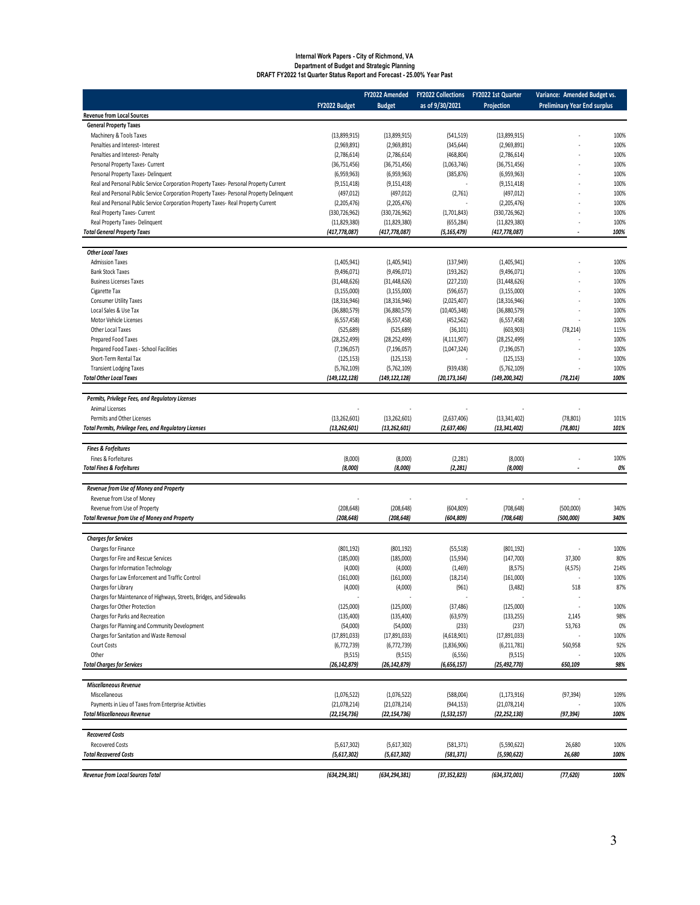**Internal Work Papers - City of Richmond, VA**
**Department of Budget and Strategic Planning**
**DRAFT FY2022 1st Quarter Status Report and Forecast - 25.00% Year Past**

| | FY2022 Budget | FY2022 Amended Budget | FY2022 Collections as of 9/30/2021 | FY2022 1st Quarter Projection | Variance: Amended Budget vs. Preliminary Year End surplus | |
|---|---|---|---|---|---|---|
| **Revenue from Local Sources** | | | | | | |
| **General Property Taxes** | | | | | | |
| Machinery & Tools Taxes | (13,899,915) | (13,899,915) | (541,519) | (13,899,915) | - | 100% |
| Penalties and Interest- Interest | (2,969,891) | (2,969,891) | (345,644) | (2,969,891) | - | 100% |
| Penalties and Interest- Penalty | (2,786,614) | (2,786,614) | (468,804) | (2,786,614) | - | 100% |
| Personal Property Taxes- Current | (36,751,456) | (36,751,456) | (1,063,746) | (36,751,456) | - | 100% |
| Personal Property Taxes- Delinquent | (6,959,963) | (6,959,963) | (385,876) | (6,959,963) | - | 100% |
| Real and Personal Public Service Corporation Property Taxes- Personal Property Current | (9,151,418) | (9,151,418) | - | (9,151,418) | - | 100% |
| Real and Personal Public Service Corporation Property Taxes- Personal Property Delinquent | (497,012) | (497,012) | (2,761) | (497,012) | - | 100% |
| Real and Personal Public Service Corporation Property Taxes- Real Property Current | (2,205,476) | (2,205,476) | - | (2,205,476) | - | 100% |
| Real Property Taxes- Current | (330,726,962) | (330,726,962) | (1,701,843) | (330,726,962) | - | 100% |
| Real Property Taxes- Delinquent | (11,829,380) | (11,829,380) | (655,284) | (11,829,380) | - | 100% |
| ***Total General Property Taxes*** | ***(417,778,087)*** | ***(417,778,087)*** | ***(5,165,479)*** | ***(417,778,087)*** | ***-*** | ***100%*** |
| | | | | | | |
| ***Other Local Taxes*** | | | | | | |
| Admission Taxes | (1,405,941) | (1,405,941) | (137,949) | (1,405,941) | - | 100% |
| Bank Stock Taxes | (9,496,071) | (9,496,071) | (193,262) | (9,496,071) | - | 100% |
| Business Licenses Taxes | (31,448,626) | (31,448,626) | (227,210) | (31,448,626) | - | 100% |
| Cigarette Tax | (3,155,000) | (3,155,000) | (596,657) | (3,155,000) | - | 100% |
| Consumer Utility Taxes | (18,316,946) | (18,316,946) | (2,025,407) | (18,316,946) | - | 100% |
| Local Sales & Use Tax | (36,880,579) | (36,880,579) | (10,405,348) | (36,880,579) | - | 100% |
| Motor Vehicle Licenses | (6,557,458) | (6,557,458) | (452,562) | (6,557,458) | - | 100% |
| Other Local Taxes | (525,689) | (525,689) | (36,101) | (603,903) | (78,214) | 115% |
| Prepared Food Taxes | (28,252,499) | (28,252,499) | (4,111,907) | (28,252,499) | - | 100% |
| Prepared Food Taxes - School Facilities | (7,196,057) | (7,196,057) | (1,047,324) | (7,196,057) | - | 100% |
| Short-Term Rental Tax | (125,153) | (125,153) | - | (125,153) | - | 100% |
| Transient Lodging Taxes | (5,762,109) | (5,762,109) | (939,438) | (5,762,109) | - | 100% |
| ***Total Other Local Taxes*** | ***(149,122,128)*** | ***(149,122,128)*** | ***(20,173,164)*** | ***(149,200,342)*** | ***(78,214)*** | ***100%*** |
| | | | | | | |
| ***Permits, Privilege Fees, and Regulatory Licenses*** | | | | | | |
| Animal Licenses | - | - | - | - | - | |
| Permits and Other Licenses | (13,262,601) | (13,262,601) | (2,637,406) | (13,341,402) | (78,801) | 101% |
| ***Total Permits, Privilege Fees, and Regulatory Licenses*** | ***(13,262,601)*** | ***(13,262,601)*** | ***(2,637,406)*** | ***(13,341,402)*** | ***(78,801)*** | ***101%*** |
| | | | | | | |
| ***Fines & Forfeitures*** | | | | | | |
| Fines & Forfeitures | (8,000) | (8,000) | (2,281) | (8,000) | - | 100% |
| ***Total Fines & Forfeitures*** | ***(8,000)*** | ***(8,000)*** | ***(2,281)*** | ***(8,000)*** | ***-*** | ***0%*** |
| | | | | | | |
| ***Revenue from Use of Money and Property*** | | | | | | |
| Revenue from Use of Money | - | - | - | - | - | |
| Revenue from Use of Property | (208,648) | (208,648) | (604,809) | (708,648) | (500,000) | 340% |
| ***Total Revenue from Use of Money and Property*** | ***(208,648)*** | ***(208,648)*** | ***(604,809)*** | ***(708,648)*** | ***(500,000)*** | ***340%*** |
| | | | | | | |
| ***Charges for Services*** | | | | | | |
| Charges for Finance | (801,192) | (801,192) | (55,518) | (801,192) | - | 100% |
| Charges for Fire and Rescue Services | (185,000) | (185,000) | (15,934) | (147,700) | 37,300 | 80% |
| Charges for Information Technology | (4,000) | (4,000) | (1,469) | (8,575) | (4,575) | 214% |
| Charges for Law Enforcement and Traffic Control | (161,000) | (161,000) | (18,214) | (161,000) | - | 100% |
| Charges for Library | (4,000) | (4,000) | (961) | (3,482) | 518 | 87% |
| Charges for Maintenance of Highways, Streets, Bridges, and Sidewalks | - | - | - | - | - | |
| Charges for Other Protection | (125,000) | (125,000) | (37,486) | (125,000) | - | 100% |
| Charges for Parks and Recreation | (135,400) | (135,400) | (63,979) | (133,255) | 2,145 | 98% |
| Charges for Planning and Community Development | (54,000) | (54,000) | (233) | (237) | 53,763 | 0% |
| Charges for Sanitation and Waste Removal | (17,891,033) | (17,891,033) | (4,618,901) | (17,891,033) | - | 100% |
| Court Costs | (6,772,739) | (6,772,739) | (1,836,906) | (6,211,781) | 560,958 | 92% |
| Other | (9,515) | (9,515) | (6,556) | (9,515) | - | 100% |
| ***Total Charges for Services*** | ***(26,142,879)*** | ***(26,142,879)*** | ***(6,656,157)*** | ***(25,492,770)*** | ***650,109*** | ***98%*** |
| | | | | | | |
| ***Miscellaneous Revenue*** | | | | | | |
| Miscellaneous | (1,076,522) | (1,076,522) | (588,004) | (1,173,916) | (97,394) | 109% |
| Payments in Lieu of Taxes from Enterprise Activities | (21,078,214) | (21,078,214) | (944,153) | (21,078,214) | - | 100% |
| ***Total Miscellaneous Revenue*** | ***(22,154,736)*** | ***(22,154,736)*** | ***(1,532,157)*** | ***(22,252,130)*** | ***(97,394)*** | ***100%*** |
| | | | | | | |
| ***Recovered Costs*** | | | | | | |
| Recovered Costs | (5,617,302) | (5,617,302) | (581,371) | (5,590,622) | 26,680 | 100% |
| ***Total Recovered Costs*** | ***(5,617,302)*** | ***(5,617,302)*** | ***(581,371)*** | ***(5,590,622)*** | ***26,680*** | ***100%*** |
| | | | | | | |
| ***Revenue from Local Sources Total*** | ***(634,294,381)*** | ***(634,294,381)*** | ***(37,352,823)*** | ***(634,372,001)*** | ***(77,620)*** | ***100%*** |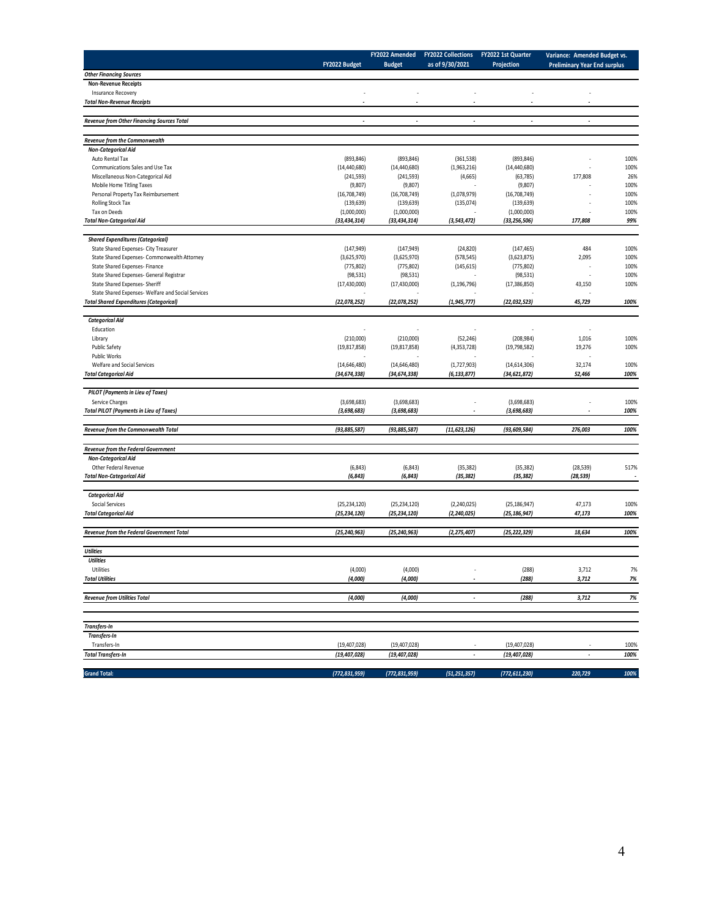| | FY2022 Budget | FY2022 Amended Budget | FY2022 Collections as of 9/30/2021 | FY2022 1st Quarter Projection | Variance: Amended Budget vs. Preliminary Year End surplus | |
|---|---|---|---|---|---|---|
| ***Other Financing Sources*** | | | | | | |
| **Non-Revenue Receipts** | | | | | | |
| Insurance Recovery | - | - | - | - | - | |
| ***Total Non-Revenue Receipts*** | - | - | - | - | - | |
| ***Revenue from Other Financing Sources Total*** | - | - | - | - | - | |
| ***Revenue from the Commonwealth*** | | | | | | |
| ***Non-Categorical Aid*** | | | | | | |
| Auto Rental Tax | (893,846) | (893,846) | (361,538) | (893,846) | - | 100% |
| Communications Sales and Use Tax | (14,440,680) | (14,440,680) | (1,963,216) | (14,440,680) | - | 100% |
| Miscellaneous Non-Categorical Aid | (241,593) | (241,593) | (4,665) | (63,785) | 177,808 | 26% |
| Mobile Home Titling Taxes | (9,807) | (9,807) | - | (9,807) | - | 100% |
| Personal Property Tax Reimbursement | (16,708,749) | (16,708,749) | (1,078,979) | (16,708,749) | - | 100% |
| Rolling Stock Tax | (139,639) | (139,639) | (135,074) | (139,639) | - | 100% |
| Tax on Deeds | (1,000,000) | (1,000,000) | - | (1,000,000) | - | 100% |
| ***Total Non-Categorical Aid*** | *(33,434,314)* | *(33,434,314)* | *(3,543,472)* | *(33,256,506)* | *177,808* | *99%* |
| ***Shared Expenditures (Categorical)*** | | | | | | |
| State Shared Expenses- City Treasurer | (147,949) | (147,949) | (24,820) | (147,465) | 484 | 100% |
| State Shared Expenses- Commonwealth Attorney | (3,625,970) | (3,625,970) | (578,545) | (3,623,875) | 2,095 | 100% |
| State Shared Expenses- Finance | (775,802) | (775,802) | (145,615) | (775,802) | - | 100% |
| State Shared Expenses- General Registrar | (98,531) | (98,531) | - | (98,531) | - | 100% |
| State Shared Expenses- Sheriff | (17,430,000) | (17,430,000) | (1,196,796) | (17,386,850) | 43,150 | 100% |
| State Shared Expenses- Welfare and Social Services | - | - | - | - | - | |
| ***Total Shared Expenditures (Categorical)*** | *(22,078,252)* | *(22,078,252)* | *(1,945,777)* | *(22,032,523)* | *45,729* | *100%* |
| ***Categorical Aid*** | | | | | | |
| Education | - | - | - | - | - | |
| Library | (210,000) | (210,000) | (52,246) | (208,984) | 1,016 | 100% |
| Public Safety | (19,817,858) | (19,817,858) | (4,353,728) | (19,798,582) | 19,276 | 100% |
| Public Works | - | - | - | - | - | |
| Welfare and Social Services | (14,646,480) | (14,646,480) | (1,727,903) | (14,614,306) | 32,174 | 100% |
| ***Total Categorical Aid*** | *(34,674,338)* | *(34,674,338)* | *(6,133,877)* | *(34,621,872)* | *52,466* | *100%* |
| ***PILOT (Payments in Lieu of Taxes)*** | | | | | | |
| Service Charges | (3,698,683) | (3,698,683) | - | (3,698,683) | - | 100% |
| ***Total PILOT (Payments in Lieu of Taxes)*** | *(3,698,683)* | *(3,698,683)* | - | *(3,698,683)* | - | *100%* |
| ***Revenue from the Commonwealth Total*** | *(93,885,587)* | *(93,885,587)* | *(11,623,126)* | *(93,609,584)* | *276,003* | *100%* |
| ***Revenue from the Federal Government*** | | | | | | |
| ***Non-Categorical Aid*** | | | | | | |
| Other Federal Revenue | (6,843) | (6,843) | (35,382) | (35,382) | (28,539) | 517% |
| ***Total Non-Categorical Aid*** | *(6,843)* | *(6,843)* | *(35,382)* | *(35,382)* | *(28,539)* | - |
| ***Categorical Aid*** | | | | | | |
| Social Services | (25,234,120) | (25,234,120) | (2,240,025) | (25,186,947) | 47,173 | 100% |
| ***Total Categorical Aid*** | *(25,234,120)* | *(25,234,120)* | *(2,240,025)* | *(25,186,947)* | *47,173* | *100%* |
| ***Revenue from the Federal Government Total*** | *(25,240,963)* | *(25,240,963)* | *(2,275,407)* | *(25,222,329)* | *18,634* | *100%* |
| ***Utilities*** | | | | | | |
| ***Utilities*** | | | | | | |
| Utilities | (4,000) | (4,000) | - | (288) | 3,712 | 7% |
| ***Total Utilities*** | *(4,000)* | *(4,000)* | - | *(288)* | *3,712* | *7%* |
| ***Revenue from Utilities Total*** | *(4,000)* | *(4,000)* | - | *(288)* | *3,712* | *7%* |
| ***Transfers-In*** | | | | | | |
| ***Transfers-In*** | | | | | | |
| Transfers-In | (19,407,028) | (19,407,028) | - | (19,407,028) | - | 100% |
| ***Total Transfers-In*** | *(19,407,028)* | *(19,407,028)* | - | *(19,407,028)* | - | *100%* |
| **Grand Total:** | *(772,831,959)* | *(772,831,959)* | *(51,251,357)* | *(772,611,230)* | *220,729* | *100%* |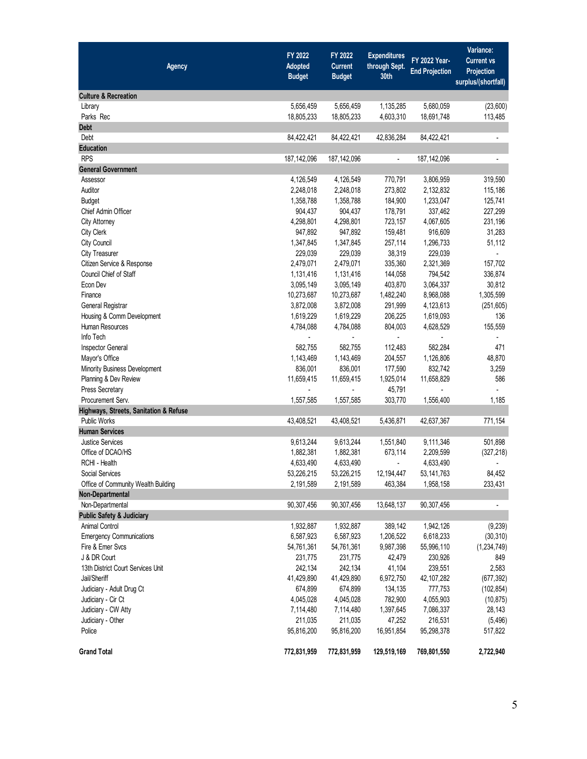| Agency | FY 2022 Adopted Budget | FY 2022 Current Budget | Expenditures through Sept. 30th | FY 2022 Year-End Projection | Variance: Current vs Projection surplus/(shortfall) |
|---|---|---|---|---|---|
| **Culture & Recreation** | | | | | |
| Library | 5,656,459 | 5,656,459 | 1,135,285 | 5,680,059 | (23,600) |
| Parks Rec | 18,805,233 | 18,805,233 | 4,603,310 | 18,691,748 | 113,485 |
| **Debt** | | | | | |
| Debt | 84,422,421 | 84,422,421 | 42,836,284 | 84,422,421 | - |
| **Education** | | | | | |
| RPS | 187,142,096 | 187,142,096 | - | 187,142,096 | - |
| **General Government** | | | | | |
| Assessor | 4,126,549 | 4,126,549 | 770,791 | 3,806,959 | 319,590 |
| Auditor | 2,248,018 | 2,248,018 | 273,802 | 2,132,832 | 115,186 |
| Budget | 1,358,788 | 1,358,788 | 184,900 | 1,233,047 | 125,741 |
| Chief Admin Officer | 904,437 | 904,437 | 178,791 | 337,462 | 227,299 |
| City Attorney | 4,298,801 | 4,298,801 | 723,157 | 4,067,605 | 231,196 |
| City Clerk | 947,892 | 947,892 | 159,481 | 916,609 | 31,283 |
| City Council | 1,347,845 | 1,347,845 | 257,114 | 1,296,733 | 51,112 |
| City Treasurer | 229,039 | 229,039 | 38,319 | 229,039 | - |
| Citizen Service & Response | 2,479,071 | 2,479,071 | 335,360 | 2,321,369 | 157,702 |
| Council Chief of Staff | 1,131,416 | 1,131,416 | 144,058 | 794,542 | 336,874 |
| Econ Dev | 3,095,149 | 3,095,149 | 403,870 | 3,064,337 | 30,812 |
| Finance | 10,273,687 | 10,273,687 | 1,482,240 | 8,968,088 | 1,305,599 |
| General Registrar | 3,872,008 | 3,872,008 | 291,999 | 4,123,613 | (251,605) |
| Housing & Comm Development | 1,619,229 | 1,619,229 | 206,225 | 1,619,093 | 136 |
| Human Resources | 4,784,088 | 4,784,088 | 804,003 | 4,628,529 | 155,559 |
| Info Tech | - | - | - | - | - |
| Inspector General | 582,755 | 582,755 | 112,483 | 582,284 | 471 |
| Mayor's Office | 1,143,469 | 1,143,469 | 204,557 | 1,126,806 | 48,870 |
| Minority Business Development | 836,001 | 836,001 | 177,590 | 832,742 | 3,259 |
| Planning & Dev Review | 11,659,415 | 11,659,415 | 1,925,014 | 11,658,829 | 586 |
| Press Secretary | - | - | 45,791 | - | - |
| Procurement Serv. | 1,557,585 | 1,557,585 | 303,770 | 1,556,400 | 1,185 |
| **Highways, Streets, Sanitation & Refuse** | | | | | |
| Public Works | 43,408,521 | 43,408,521 | 5,436,871 | 42,637,367 | 771,154 |
| **Human Services** | | | | | |
| Justice Services | 9,613,244 | 9,613,244 | 1,551,840 | 9,111,346 | 501,898 |
| Office of DCAO/HS | 1,882,381 | 1,882,381 | 673,114 | 2,209,599 | (327,218) |
| RCHI - Health | 4,633,490 | 4,633,490 | - | 4,633,490 | - |
| Social Services | 53,226,215 | 53,226,215 | 12,194,447 | 53,141,763 | 84,452 |
| Office of Community Wealth Building | 2,191,589 | 2,191,589 | 463,384 | 1,958,158 | 233,431 |
| **Non-Departmental** | | | | | |
| Non-Departmental | 90,307,456 | 90,307,456 | 13,648,137 | 90,307,456 | - |
| **Public Safety & Judiciary** | | | | | |
| Animal Control | 1,932,887 | 1,932,887 | 389,142 | 1,942,126 | (9,239) |
| Emergency Communications | 6,587,923 | 6,587,923 | 1,206,522 | 6,618,233 | (30,310) |
| Fire & Emer Svcs | 54,761,361 | 54,761,361 | 9,987,398 | 55,996,110 | (1,234,749) |
| J & DR Court | 231,775 | 231,775 | 42,479 | 230,926 | 849 |
| 13th District Court Services Unit | 242,134 | 242,134 | 41,104 | 239,551 | 2,583 |
| Jail/Sheriff | 41,429,890 | 41,429,890 | 6,972,750 | 42,107,282 | (677,392) |
| Judiciary - Adult Drug Ct | 674,899 | 674,899 | 134,135 | 777,753 | (102,854) |
| Judiciary - Cir Ct | 4,045,028 | 4,045,028 | 782,900 | 4,055,903 | (10,875) |
| Judiciary - CW Atty | 7,114,480 | 7,114,480 | 1,397,645 | 7,086,337 | 28,143 |
| Judiciary - Other | 211,035 | 211,035 | 47,252 | 216,531 | (5,496) |
| Police | 95,816,200 | 95,816,200 | 16,951,854 | 95,298,378 | 517,822 |
| **Grand Total** | **772,831,959** | **772,831,959** | **129,519,169** | **769,801,550** | **2,722,940** |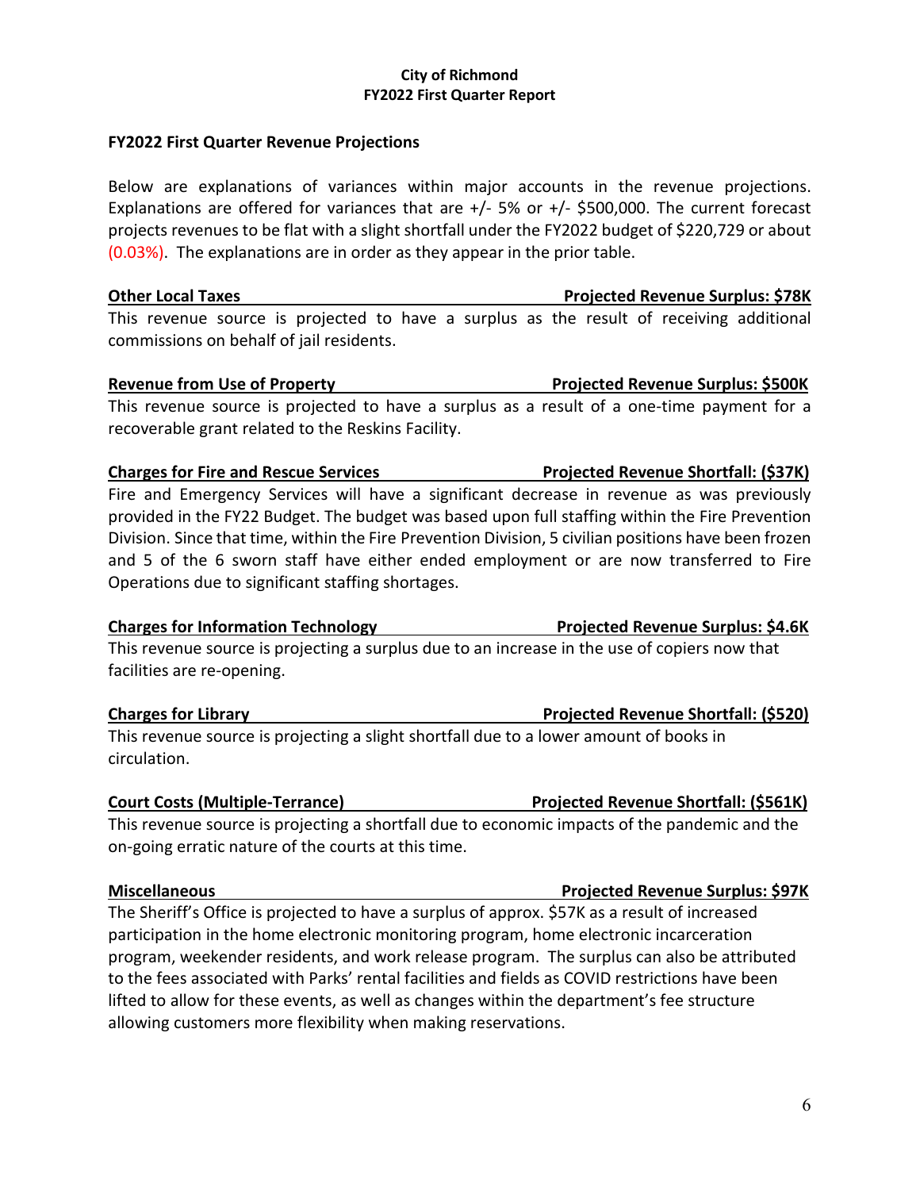**City of Richmond**
**FY2022 First Quarter Report**

## FY2022 First Quarter Revenue Projections

Below are explanations of variances within major accounts in the revenue projections. Explanations are offered for variances that are +/- 5% or +/- $500,000. The current forecast projects revenues to be flat with a slight shortfall under the FY2022 budget of $220,729 or about (0.03%). The explanations are in order as they appear in the prior table.

**Other Local Taxes — Projected Revenue Surplus: $78K**

This revenue source is projected to have a surplus as the result of receiving additional commissions on behalf of jail residents.

**Revenue from Use of Property — Projected Revenue Surplus: $500K**

This revenue source is projected to have a surplus as a result of a one-time payment for a recoverable grant related to the Reskins Facility.

**Charges for Fire and Rescue Services — Projected Revenue Shortfall: ($37K)**

Fire and Emergency Services will have a significant decrease in revenue as was previously provided in the FY22 Budget. The budget was based upon full staffing within the Fire Prevention Division. Since that time, within the Fire Prevention Division, 5 civilian positions have been frozen and 5 of the 6 sworn staff have either ended employment or are now transferred to Fire Operations due to significant staffing shortages.

**Charges for Information Technology — Projected Revenue Surplus: $4.6K**

This revenue source is projecting a surplus due to an increase in the use of copiers now that facilities are re-opening.

**Charges for Library — Projected Revenue Shortfall: ($520)**

This revenue source is projecting a slight shortfall due to a lower amount of books in circulation.

**Court Costs (Multiple-Terrance) — Projected Revenue Shortfall: ($561K)**

This revenue source is projecting a shortfall due to economic impacts of the pandemic and the on-going erratic nature of the courts at this time.

**Miscellaneous — Projected Revenue Surplus: $97K**

The Sheriff's Office is projected to have a surplus of approx. $57K as a result of increased participation in the home electronic monitoring program, home electronic incarceration program, weekender residents, and work release program. The surplus can also be attributed to the fees associated with Parks' rental facilities and fields as COVID restrictions have been lifted to allow for these events, as well as changes within the department's fee structure allowing customers more flexibility when making reservations.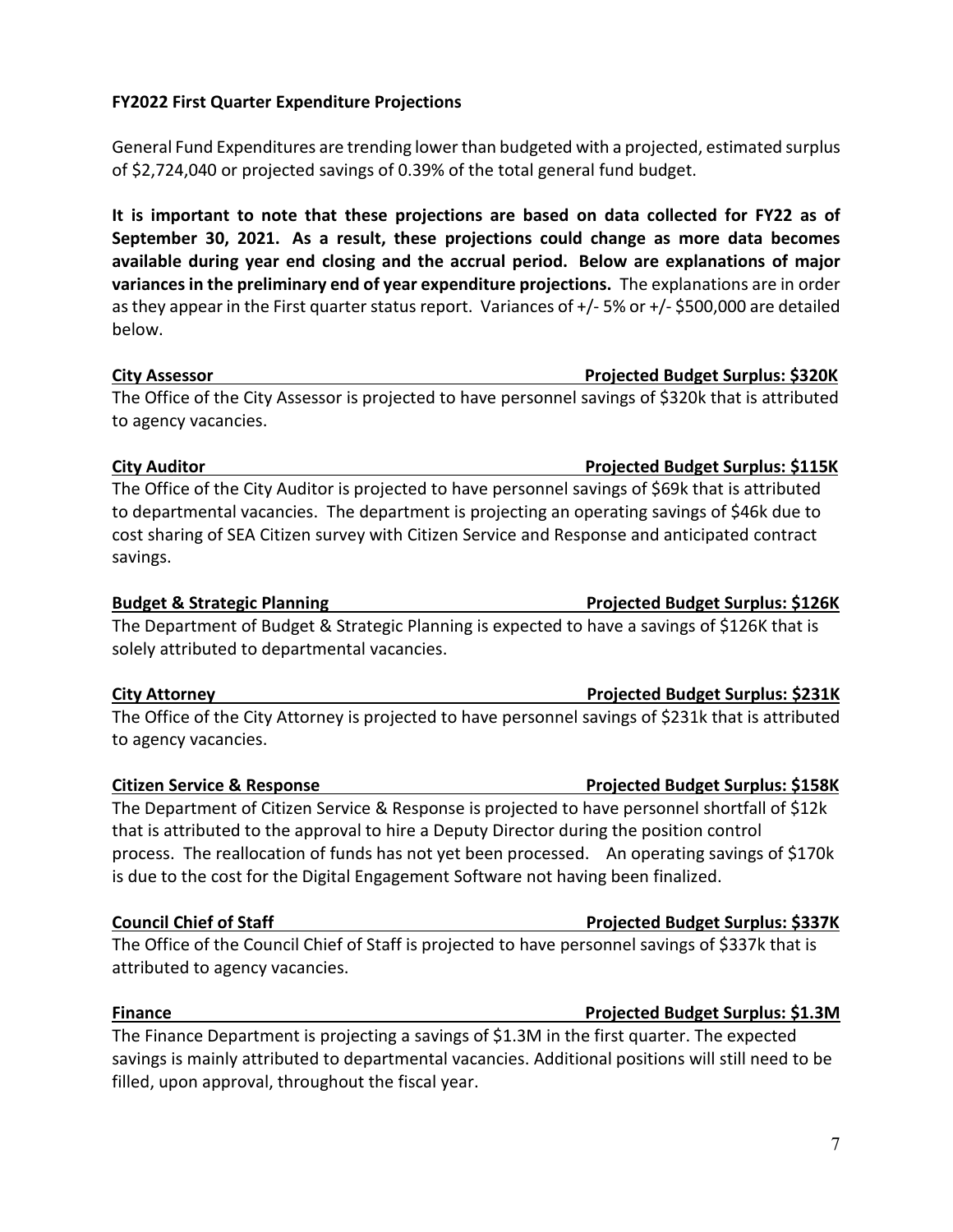**FY2022 First Quarter Expenditure Projections**

General Fund Expenditures are trending lower than budgeted with a projected, estimated surplus of $2,724,040 or projected savings of 0.39% of the total general fund budget.

**It is important to note that these projections are based on data collected for FY22 as of September 30, 2021. As a result, these projections could change as more data becomes available during year end closing and the accrual period. Below are explanations of major variances in the preliminary end of year expenditure projections.** The explanations are in order as they appear in the First quarter status report. Variances of +/- 5% or +/- $500,000 are detailed below.

**City Assessor — Projected Budget Surplus: $320K**

The Office of the City Assessor is projected to have personnel savings of $320k that is attributed to agency vacancies.

**City Auditor — Projected Budget Surplus: $115K**

The Office of the City Auditor is projected to have personnel savings of $69k that is attributed to departmental vacancies. The department is projecting an operating savings of $46k due to cost sharing of SEA Citizen survey with Citizen Service and Response and anticipated contract savings.

**Budget & Strategic Planning — Projected Budget Surplus: $126K**

The Department of Budget & Strategic Planning is expected to have a savings of $126K that is solely attributed to departmental vacancies.

**City Attorney — Projected Budget Surplus: $231K**

The Office of the City Attorney is projected to have personnel savings of $231k that is attributed to agency vacancies.

**Citizen Service & Response — Projected Budget Surplus: $158K**

The Department of Citizen Service & Response is projected to have personnel shortfall of $12k that is attributed to the approval to hire a Deputy Director during the position control process. The reallocation of funds has not yet been processed. An operating savings of $170k is due to the cost for the Digital Engagement Software not having been finalized.

**Council Chief of Staff — Projected Budget Surplus: $337K**

The Office of the Council Chief of Staff is projected to have personnel savings of $337k that is attributed to agency vacancies.

**Finance — Projected Budget Surplus: $1.3M**

The Finance Department is projecting a savings of $1.3M in the first quarter. The expected savings is mainly attributed to departmental vacancies. Additional positions will still need to be filled, upon approval, throughout the fiscal year.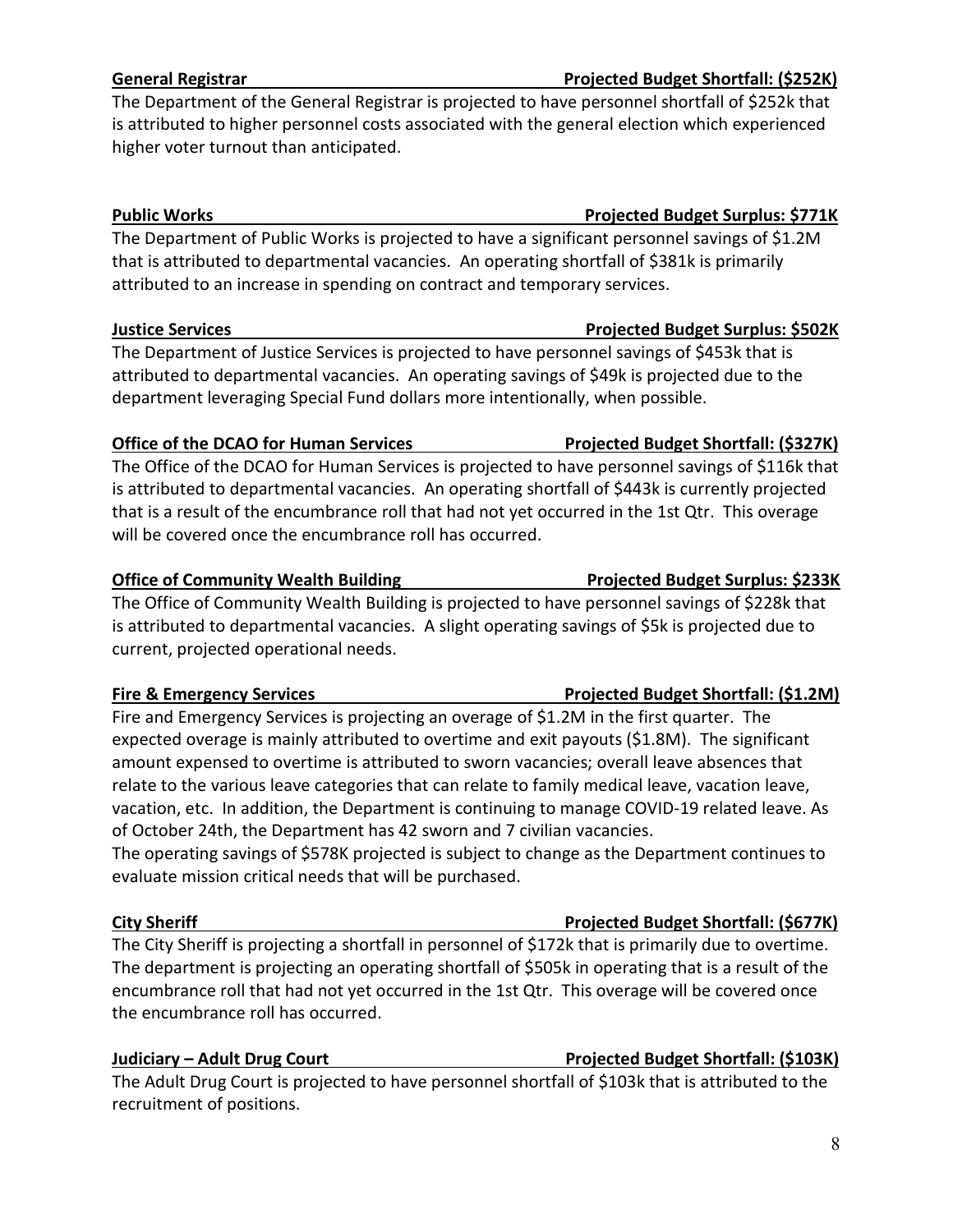**General Registrar** **Projected Budget Shortfall: ($252K)**

The Department of the General Registrar is projected to have personnel shortfall of $252k that is attributed to higher personnel costs associated with the general election which experienced higher voter turnout than anticipated.

**Public Works** **Projected Budget Surplus: $771K**

The Department of Public Works is projected to have a significant personnel savings of $1.2M that is attributed to departmental vacancies. An operating shortfall of $381k is primarily attributed to an increase in spending on contract and temporary services.

**Justice Services** **Projected Budget Surplus: $502K**

The Department of Justice Services is projected to have personnel savings of $453k that is attributed to departmental vacancies. An operating savings of $49k is projected due to the department leveraging Special Fund dollars more intentionally, when possible.

**Office of the DCAO for Human Services** **Projected Budget Shortfall: ($327K)**

The Office of the DCAO for Human Services is projected to have personnel savings of $116k that is attributed to departmental vacancies. An operating shortfall of $443k is currently projected that is a result of the encumbrance roll that had not yet occurred in the 1st Qtr. This overage will be covered once the encumbrance roll has occurred.

**Office of Community Wealth Building** **Projected Budget Surplus: $233K**

The Office of Community Wealth Building is projected to have personnel savings of $228k that is attributed to departmental vacancies. A slight operating savings of $5k is projected due to current, projected operational needs.

**Fire & Emergency Services** **Projected Budget Shortfall: ($1.2M)**

Fire and Emergency Services is projecting an overage of $1.2M in the first quarter. The expected overage is mainly attributed to overtime and exit payouts ($1.8M). The significant amount expensed to overtime is attributed to sworn vacancies; overall leave absences that relate to the various leave categories that can relate to family medical leave, vacation leave, vacation, etc. In addition, the Department is continuing to manage COVID-19 related leave. As of October 24th, the Department has 42 sworn and 7 civilian vacancies.

The operating savings of $578K projected is subject to change as the Department continues to evaluate mission critical needs that will be purchased.

**City Sheriff** **Projected Budget Shortfall: ($677K)**

The City Sheriff is projecting a shortfall in personnel of $172k that is primarily due to overtime. The department is projecting an operating shortfall of $505k in operating that is a result of the encumbrance roll that had not yet occurred in the 1st Qtr. This overage will be covered once the encumbrance roll has occurred.

**Judiciary – Adult Drug Court** **Projected Budget Shortfall: ($103K)**

The Adult Drug Court is projected to have personnel shortfall of $103k that is attributed to the recruitment of positions.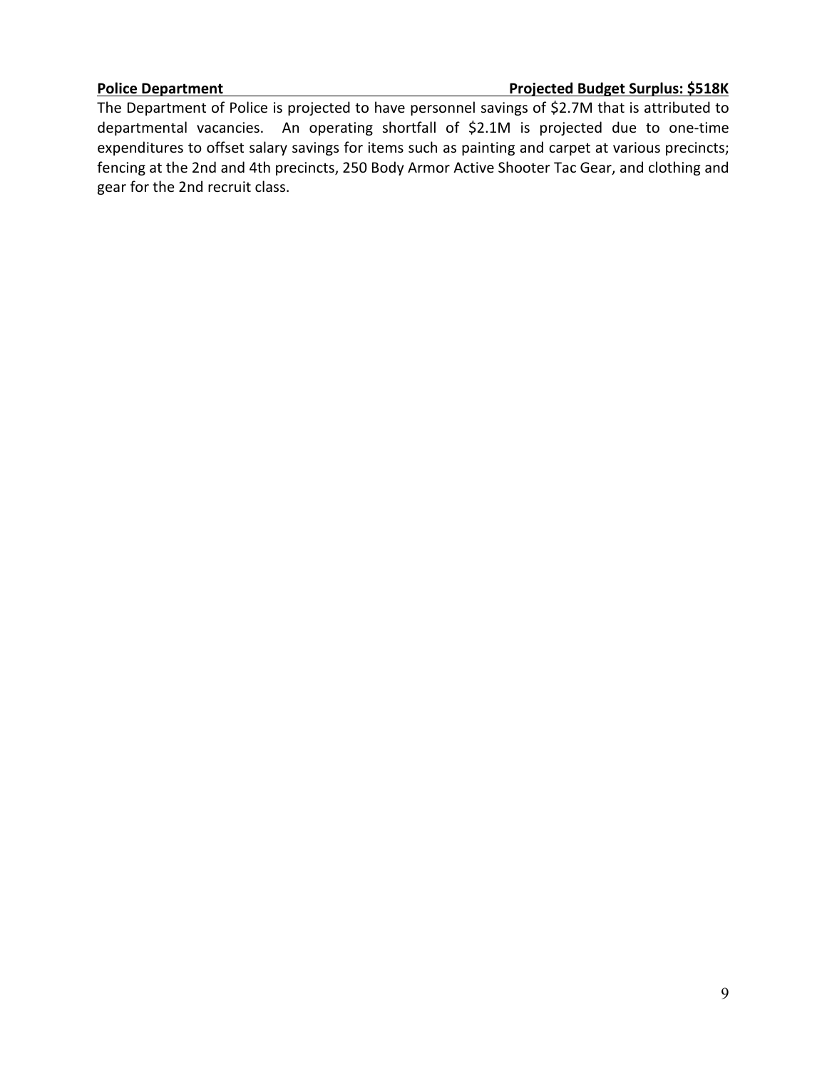**Police Department Projected Budget Surplus: $518K**

The Department of Police is projected to have personnel savings of $2.7M that is attributed to departmental vacancies. An operating shortfall of $2.1M is projected due to one-time expenditures to offset salary savings for items such as painting and carpet at various precincts; fencing at the 2nd and 4th precincts, 250 Body Armor Active Shooter Tac Gear, and clothing and gear for the 2nd recruit class.